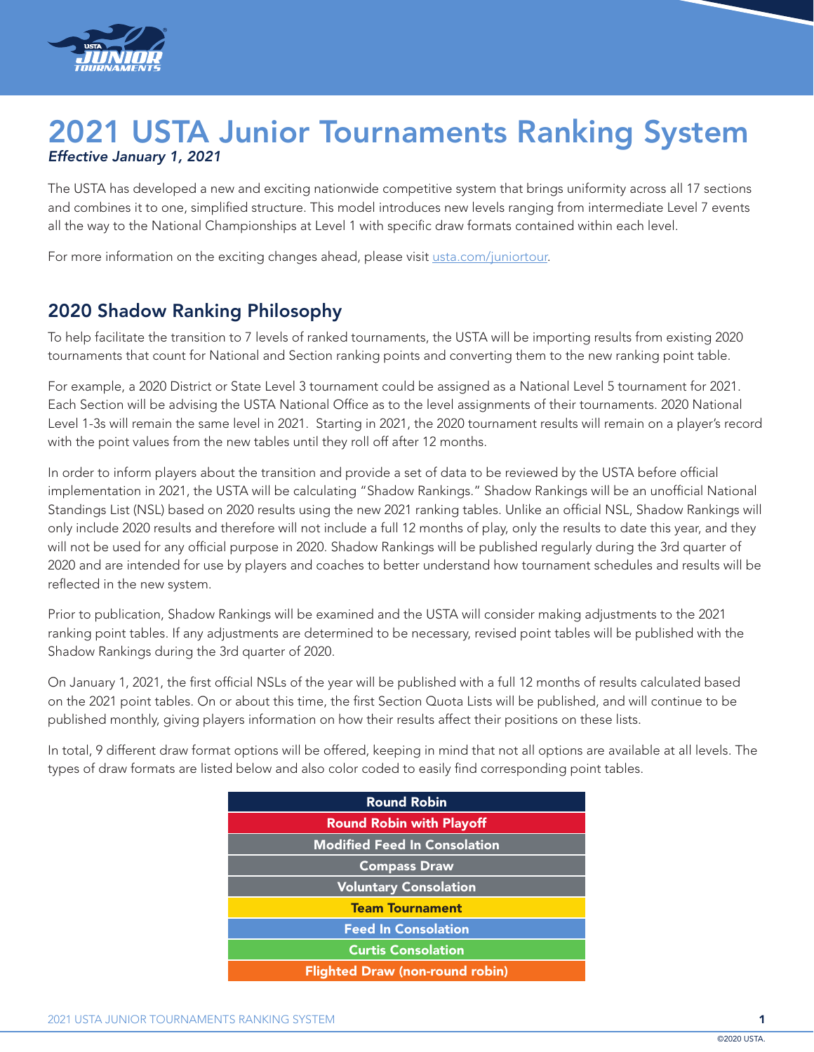# 2021 USTA Junior Tournaments Ranking System

*Effective January 1, 2021*

The USTA has developed a new and exciting nationwide competitive system that brings uniformity across all 17 sections and combines it to one, simplified structure. This model introduces new levels ranging from intermediate Level 7 events all the way to the National Championships at Level 1 with specific draw formats contained within each level.

For more information on the exciting changes ahead, please visit usta.com/juniortour.

## 2020 Shadow Ranking Philosophy

To help facilitate the transition to 7 levels of ranked tournaments, the USTA will be importing results from existing 2020 tournaments that count for National and Section ranking points and converting them to the new ranking point table.

For example, a 2020 District or State Level 3 tournament could be assigned as a National Level 5 tournament for 2021. Each Section will be advising the USTA National Office as to the level assignments of their tournaments. 2020 National Level 1-3s will remain the same level in 2021. Starting in 2021, the 2020 tournament results will remain on a player's record with the point values from the new tables until they roll off after 12 months.

In order to inform players about the transition and provide a set of data to be reviewed by the USTA before official implementation in 2021, the USTA will be calculating "Shadow Rankings." Shadow Rankings will be an unofficial National Standings List (NSL) based on 2020 results using the new 2021 ranking tables. Unlike an official NSL, Shadow Rankings will only include 2020 results and therefore will not include a full 12 months of play, only the results to date this year, and they will not be used for any official purpose in 2020. Shadow Rankings will be published regularly during the 3rd quarter of 2020 and are intended for use by players and coaches to better understand how tournament schedules and results will be reflected in the new system.

Prior to publication, Shadow Rankings will be examined and the USTA will consider making adjustments to the 2021 ranking point tables. If any adjustments are determined to be necessary, revised point tables will be published with the Shadow Rankings during the 3rd quarter of 2020.

On January 1, 2021, the first official NSLs of the year will be published with a full 12 months of results calculated based on the 2021 point tables. On or about this time, the first Section Quota Lists will be published, and will continue to be published monthly, giving players information on how their results affect their positions on these lists.

In total, 9 different draw format options will be offered, keeping in mind that not all options are available at all levels. The types of draw formats are listed below and also color coded to easily find corresponding point tables.

| Draw Formats |
|---|
| **Round Robin** |
| **Round Robin with Playoff** |
| **Modified Feed In Consolation** |
| **Compass Draw** |
| **Voluntary Consolation** |
| **Team Tournament** |
| **Feed In Consolation** |
| **Curtis Consolation** |
| **Flighted Draw (non-round robin)** |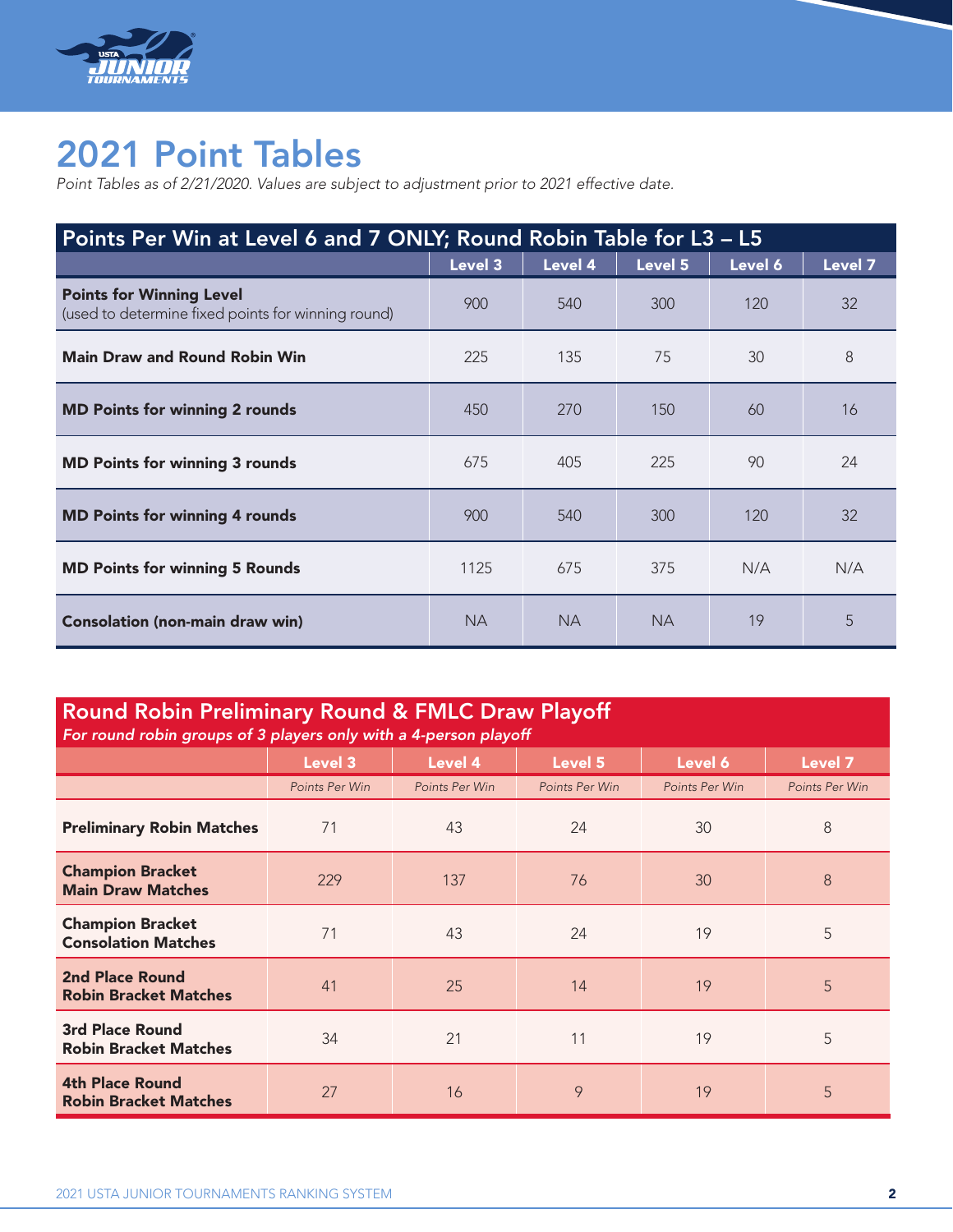# 2021 Point Tables

*Point Tables as of 2/21/2020. Values are subject to adjustment prior to 2021 effective date.*

| Points Per Win at Level 6 and 7 ONLY; Round Robin Table for L3 – L5 | Level 3 | Level 4 | Level 5 | Level 6 | Level 7 |
|---|---|---|---|---|---|
| **Points for Winning Level** (used to determine fixed points for winning round) | 900 | 540 | 300 | 120 | 32 |
| **Main Draw and Round Robin Win** | 225 | 135 | 75 | 30 | 8 |
| **MD Points for winning 2 rounds** | 450 | 270 | 150 | 60 | 16 |
| **MD Points for winning 3 rounds** | 675 | 405 | 225 | 90 | 24 |
| **MD Points for winning 4 rounds** | 900 | 540 | 300 | 120 | 32 |
| **MD Points for winning 5 Rounds** | 1125 | 675 | 375 | N/A | N/A |
| **Consolation (non-main draw win)** | NA | NA | NA | 19 | 5 |

## Round Robin Preliminary Round & FMLC Draw Playoff

*For round robin groups of 3 players only with a 4-person playoff*

| | Level 3 | Level 4 | Level 5 | Level 6 | Level 7 |
|---|---|---|---|---|---|
| | *Points Per Win* | *Points Per Win* | *Points Per Win* | *Points Per Win* | *Points Per Win* |
| **Preliminary Robin Matches** | 71 | 43 | 24 | 30 | 8 |
| **Champion Bracket Main Draw Matches** | 229 | 137 | 76 | 30 | 8 |
| **Champion Bracket Consolation Matches** | 71 | 43 | 24 | 19 | 5 |
| **2nd Place Round Robin Bracket Matches** | 41 | 25 | 14 | 19 | 5 |
| **3rd Place Round Robin Bracket Matches** | 34 | 21 | 11 | 19 | 5 |
| **4th Place Round Robin Bracket Matches** | 27 | 16 | 9 | 19 | 5 |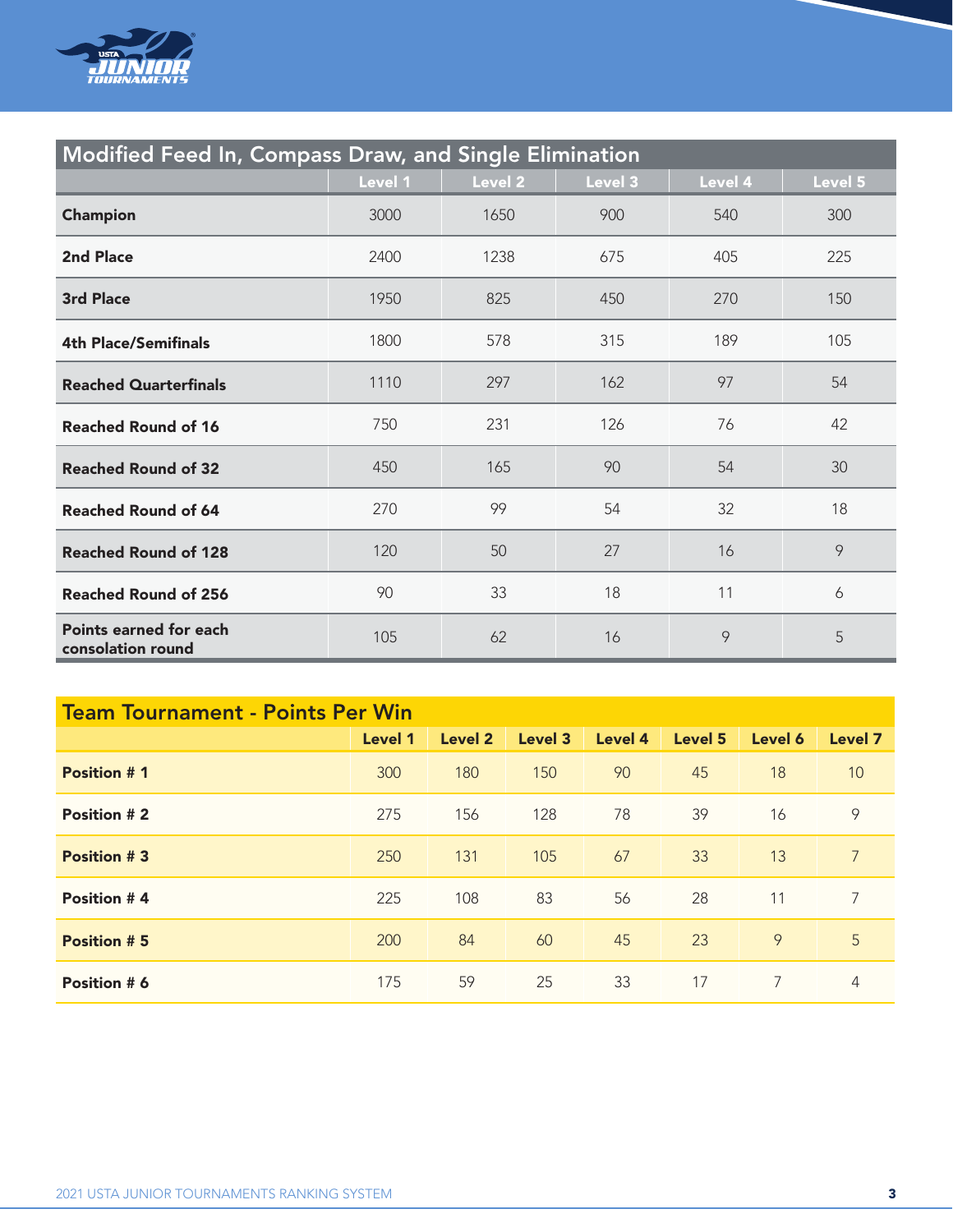## Modified Feed In, Compass Draw, and Single Elimination

| | Level 1 | Level 2 | Level 3 | Level 4 | Level 5 |
|---|---|---|---|---|---|
| **Champion** | 3000 | 1650 | 900 | 540 | 300 |
| **2nd Place** | 2400 | 1238 | 675 | 405 | 225 |
| **3rd Place** | 1950 | 825 | 450 | 270 | 150 |
| **4th Place/Semifinals** | 1800 | 578 | 315 | 189 | 105 |
| **Reached Quarterfinals** | 1110 | 297 | 162 | 97 | 54 |
| **Reached Round of 16** | 750 | 231 | 126 | 76 | 42 |
| **Reached Round of 32** | 450 | 165 | 90 | 54 | 30 |
| **Reached Round of 64** | 270 | 99 | 54 | 32 | 18 |
| **Reached Round of 128** | 120 | 50 | 27 | 16 | 9 |
| **Reached Round of 256** | 90 | 33 | 18 | 11 | 6 |
| **Points earned for each consolation round** | 105 | 62 | 16 | 9 | 5 |

## Team Tournament - Points Per Win

| | Level 1 | Level 2 | Level 3 | Level 4 | Level 5 | Level 6 | Level 7 |
|---|---|---|---|---|---|---|---|
| **Position # 1** | 300 | 180 | 150 | 90 | 45 | 18 | 10 |
| **Position # 2** | 275 | 156 | 128 | 78 | 39 | 16 | 9 |
| **Position # 3** | 250 | 131 | 105 | 67 | 33 | 13 | 7 |
| **Position # 4** | 225 | 108 | 83 | 56 | 28 | 11 | 7 |
| **Position # 5** | 200 | 84 | 60 | 45 | 23 | 9 | 5 |
| **Position # 6** | 175 | 59 | 25 | 33 | 17 | 7 | 4 |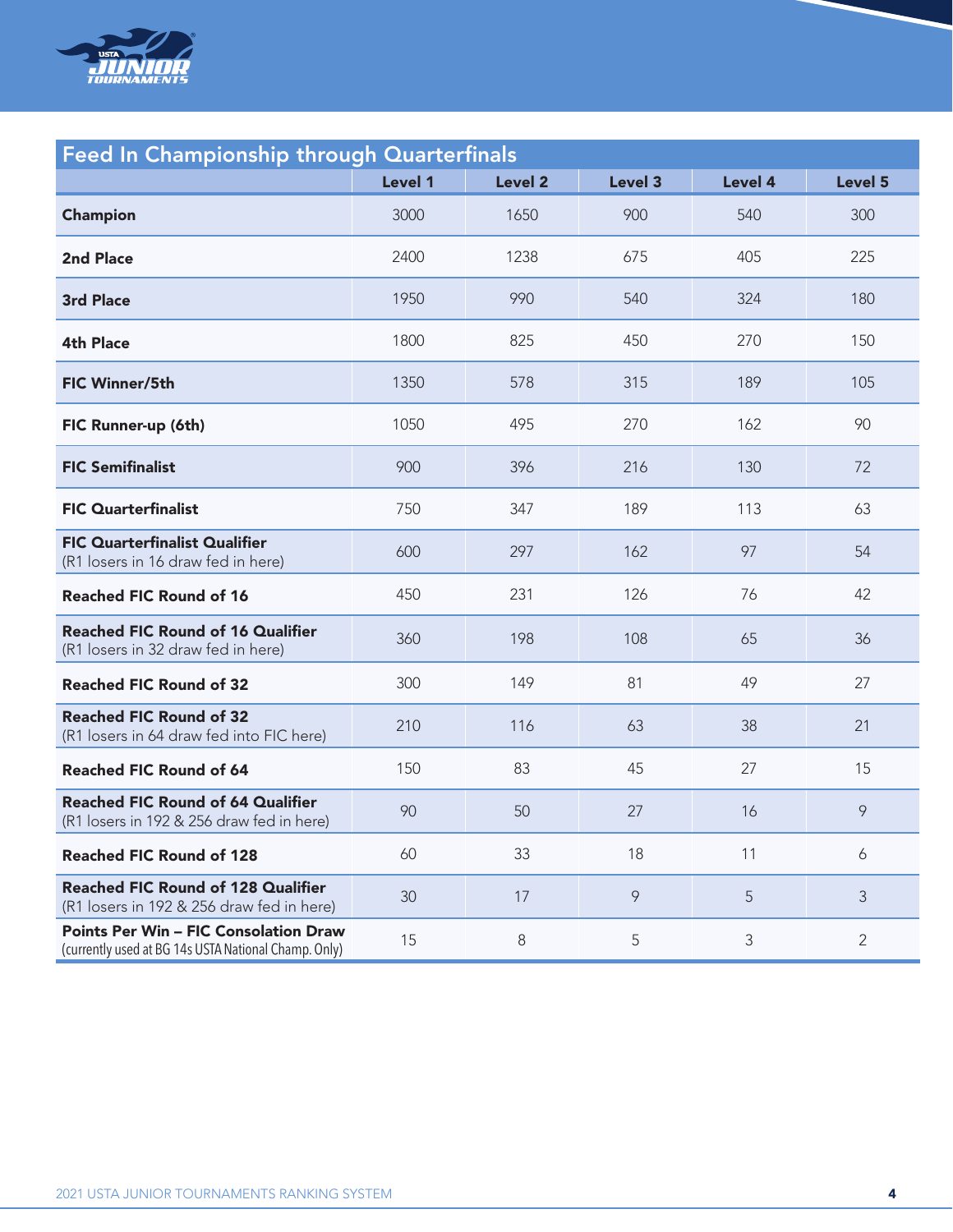## Feed In Championship through Quarterfinals

| | Level 1 | Level 2 | Level 3 | Level 4 | Level 5 |
|---|---|---|---|---|---|
| **Champion** | 3000 | 1650 | 900 | 540 | 300 |
| **2nd Place** | 2400 | 1238 | 675 | 405 | 225 |
| **3rd Place** | 1950 | 990 | 540 | 324 | 180 |
| **4th Place** | 1800 | 825 | 450 | 270 | 150 |
| **FIC Winner/5th** | 1350 | 578 | 315 | 189 | 105 |
| **FIC Runner-up (6th)** | 1050 | 495 | 270 | 162 | 90 |
| **FIC Semifinalist** | 900 | 396 | 216 | 130 | 72 |
| **FIC Quarterfinalist** | 750 | 347 | 189 | 113 | 63 |
| **FIC Quarterfinalist Qualifier** (R1 losers in 16 draw fed in here) | 600 | 297 | 162 | 97 | 54 |
| **Reached FIC Round of 16** | 450 | 231 | 126 | 76 | 42 |
| **Reached FIC Round of 16 Qualifier** (R1 losers in 32 draw fed in here) | 360 | 198 | 108 | 65 | 36 |
| **Reached FIC Round of 32** | 300 | 149 | 81 | 49 | 27 |
| **Reached FIC Round of 32** (R1 losers in 64 draw fed into FIC here) | 210 | 116 | 63 | 38 | 21 |
| **Reached FIC Round of 64** | 150 | 83 | 45 | 27 | 15 |
| **Reached FIC Round of 64 Qualifier** (R1 losers in 192 & 256 draw fed in here) | 90 | 50 | 27 | 16 | 9 |
| **Reached FIC Round of 128** | 60 | 33 | 18 | 11 | 6 |
| **Reached FIC Round of 128 Qualifier** (R1 losers in 192 & 256 draw fed in here) | 30 | 17 | 9 | 5 | 3 |
| **Points Per Win – FIC Consolation Draw** (currently used at BG 14s USTA National Champ. Only) | 15 | 8 | 5 | 3 | 2 |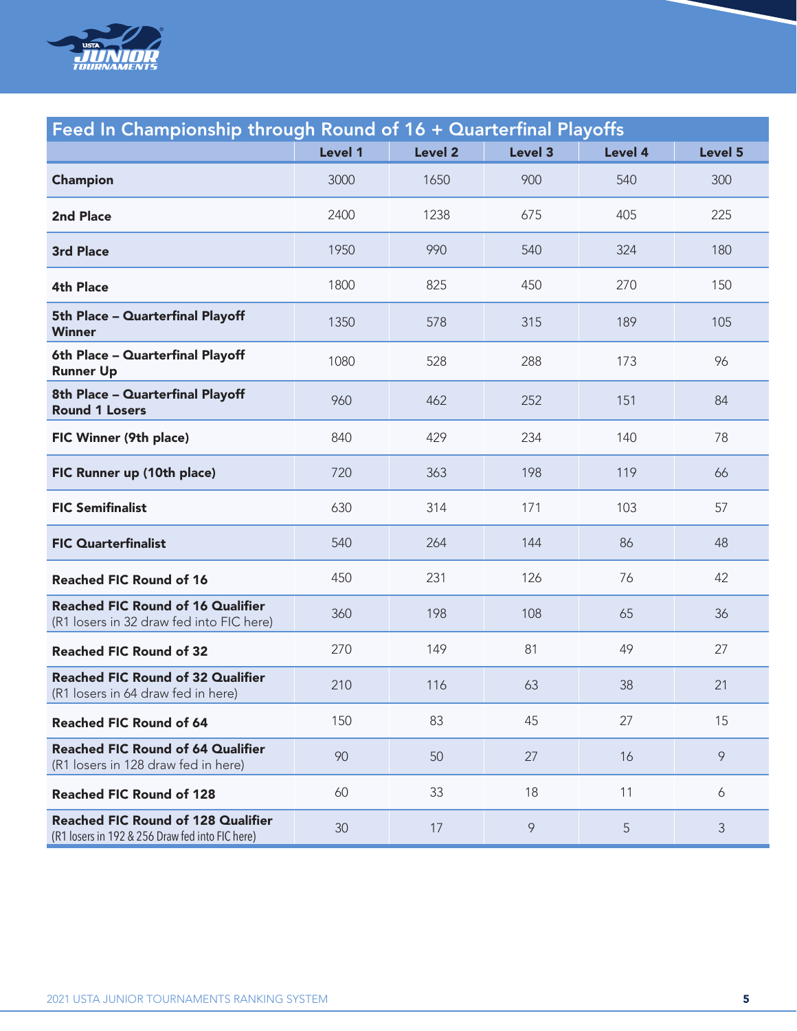| Feed In Championship through Round of 16 + Quarterfinal Playoffs | Level 1 | Level 2 | Level 3 | Level 4 | Level 5 |
|---|---|---|---|---|---|
| **Champion** | 3000 | 1650 | 900 | 540 | 300 |
| **2nd Place** | 2400 | 1238 | 675 | 405 | 225 |
| **3rd Place** | 1950 | 990 | 540 | 324 | 180 |
| **4th Place** | 1800 | 825 | 450 | 270 | 150 |
| **5th Place – Quarterfinal Playoff Winner** | 1350 | 578 | 315 | 189 | 105 |
| **6th Place – Quarterfinal Playoff Runner Up** | 1080 | 528 | 288 | 173 | 96 |
| **8th Place – Quarterfinal Playoff Round 1 Losers** | 960 | 462 | 252 | 151 | 84 |
| **FIC Winner (9th place)** | 840 | 429 | 234 | 140 | 78 |
| **FIC Runner up (10th place)** | 720 | 363 | 198 | 119 | 66 |
| **FIC Semifinalist** | 630 | 314 | 171 | 103 | 57 |
| **FIC Quarterfinalist** | 540 | 264 | 144 | 86 | 48 |
| **Reached FIC Round of 16** | 450 | 231 | 126 | 76 | 42 |
| **Reached FIC Round of 16 Qualifier** (R1 losers in 32 draw fed into FIC here) | 360 | 198 | 108 | 65 | 36 |
| **Reached FIC Round of 32** | 270 | 149 | 81 | 49 | 27 |
| **Reached FIC Round of 32 Qualifier** (R1 losers in 64 draw fed in here) | 210 | 116 | 63 | 38 | 21 |
| **Reached FIC Round of 64** | 150 | 83 | 45 | 27 | 15 |
| **Reached FIC Round of 64 Qualifier** (R1 losers in 128 draw fed in here) | 90 | 50 | 27 | 16 | 9 |
| **Reached FIC Round of 128** | 60 | 33 | 18 | 11 | 6 |
| **Reached FIC Round of 128 Qualifier** (R1 losers in 192 & 256 Draw fed into FIC here) | 30 | 17 | 9 | 5 | 3 |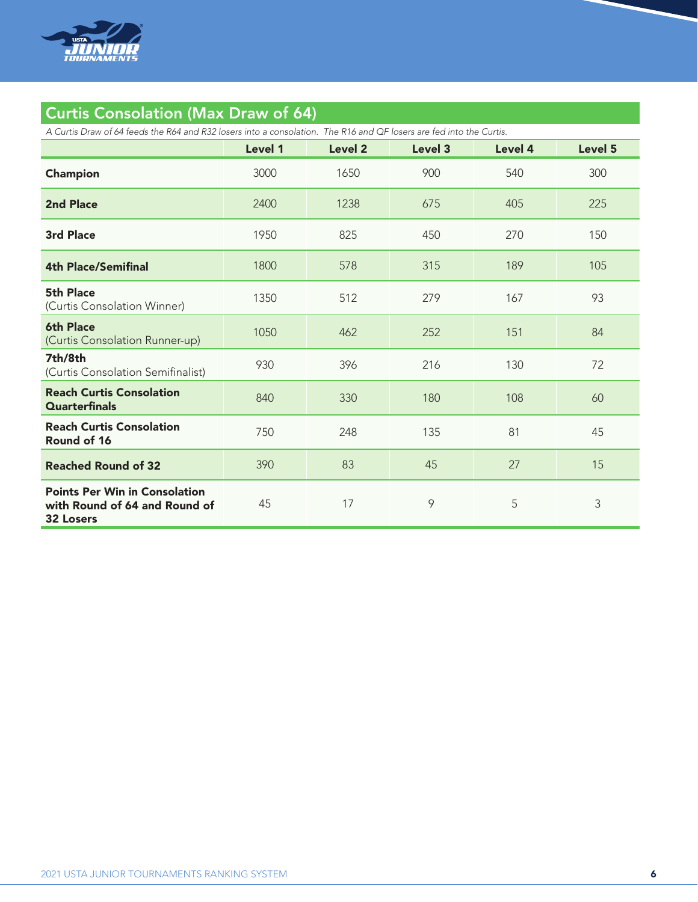## Curtis Consolation (Max Draw of 64)

*A Curtis Draw of 64 feeds the R64 and R32 losers into a consolation. The R16 and QF losers are fed into the Curtis.*

| | Level 1 | Level 2 | Level 3 | Level 4 | Level 5 |
|---|---|---|---|---|---|
| **Champion** | 3000 | 1650 | 900 | 540 | 300 |
| **2nd Place** | 2400 | 1238 | 675 | 405 | 225 |
| **3rd Place** | 1950 | 825 | 450 | 270 | 150 |
| **4th Place/Semifinal** | 1800 | 578 | 315 | 189 | 105 |
| **5th Place** (Curtis Consolation Winner) | 1350 | 512 | 279 | 167 | 93 |
| **6th Place** (Curtis Consolation Runner-up) | 1050 | 462 | 252 | 151 | 84 |
| **7th/8th** (Curtis Consolation Semifinalist) | 930 | 396 | 216 | 130 | 72 |
| **Reach Curtis Consolation Quarterfinals** | 840 | 330 | 180 | 108 | 60 |
| **Reach Curtis Consolation Round of 16** | 750 | 248 | 135 | 81 | 45 |
| **Reached Round of 32** | 390 | 83 | 45 | 27 | 15 |
| **Points Per Win in Consolation with Round of 64 and Round of 32 Losers** | 45 | 17 | 9 | 5 | 3 |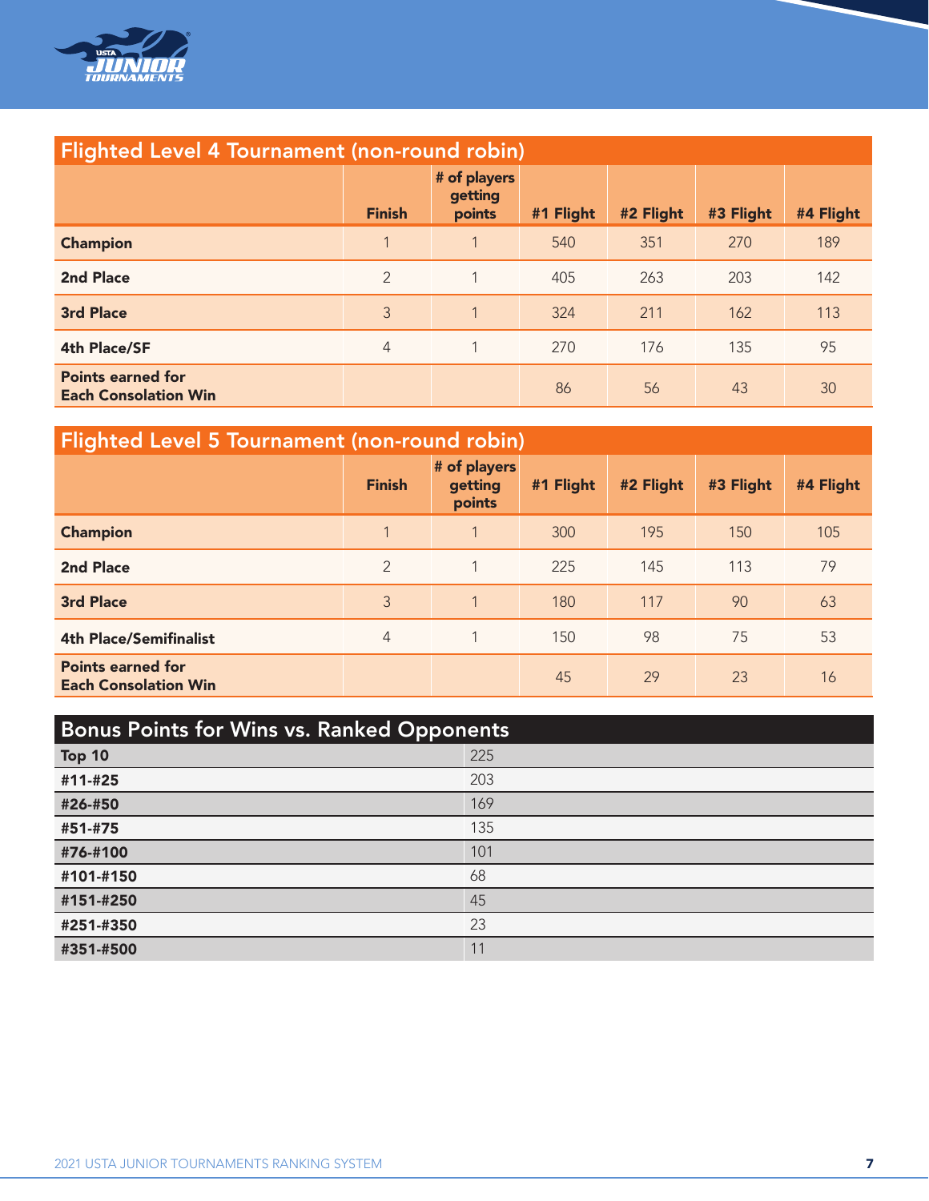## Flighted Level 4 Tournament (non-round robin)

| | Finish | # of players getting points | #1 Flight | #2 Flight | #3 Flight | #4 Flight |
|---|---|---|---|---|---|---|
| **Champion** | 1 | 1 | 540 | 351 | 270 | 189 |
| **2nd Place** | 2 | 1 | 405 | 263 | 203 | 142 |
| **3rd Place** | 3 | 1 | 324 | 211 | 162 | 113 |
| **4th Place/SF** | 4 | 1 | 270 | 176 | 135 | 95 |
| **Points earned for Each Consolation Win** | | | 86 | 56 | 43 | 30 |

## Flighted Level 5 Tournament (non-round robin)

| | Finish | # of players getting points | #1 Flight | #2 Flight | #3 Flight | #4 Flight |
|---|---|---|---|---|---|---|
| **Champion** | 1 | 1 | 300 | 195 | 150 | 105 |
| **2nd Place** | 2 | 1 | 225 | 145 | 113 | 79 |
| **3rd Place** | 3 | 1 | 180 | 117 | 90 | 63 |
| **4th Place/Semifinalist** | 4 | 1 | 150 | 98 | 75 | 53 |
| **Points earned for Each Consolation Win** | | | 45 | 29 | 23 | 16 |

## Bonus Points for Wins vs. Ranked Opponents

| | |
|---|---|
| **Top 10** | 225 |
| **#11-#25** | 203 |
| **#26-#50** | 169 |
| **#51-#75** | 135 |
| **#76-#100** | 101 |
| **#101-#150** | 68 |
| **#151-#250** | 45 |
| **#251-#350** | 23 |
| **#351-#500** | 11 |